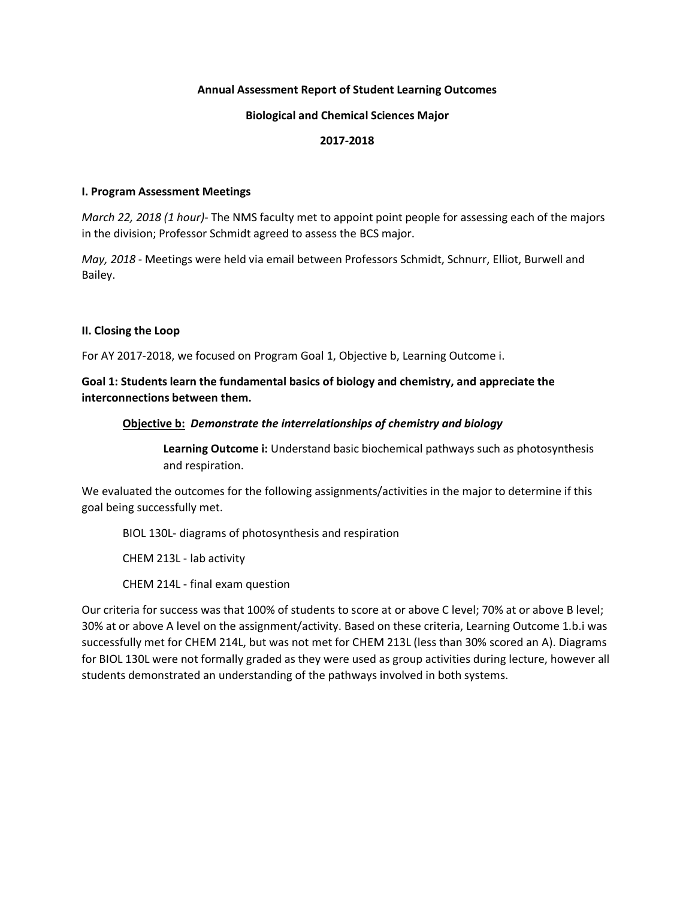**Annual Assessment Report of Student Learning Outcomes**

**Biological and Chemical Sciences Major**

**2017-2018**

## I. Program Assessment Meetings

*March 22, 2018 (1 hour)*- The NMS faculty met to appoint point people for assessing each of the majors in the division; Professor Schmidt agreed to assess the BCS major.

*May, 2018* - Meetings were held via email between Professors Schmidt, Schnurr, Elliot, Burwell and Bailey.

## II. Closing the Loop

For AY 2017-2018, we focused on Program Goal 1, Objective b, Learning Outcome i.

**Goal 1: Students learn the fundamental basics of biology and chemistry, and appreciate the interconnections between them.**

**Objective b:** ***Demonstrate the interrelationships of chemistry and biology***

**Learning Outcome i:** Understand basic biochemical pathways such as photosynthesis and respiration.

We evaluated the outcomes for the following assignments/activities in the major to determine if this goal being successfully met.

BIOL 130L- diagrams of photosynthesis and respiration

CHEM 213L - lab activity

CHEM 214L - final exam question

Our criteria for success was that 100% of students to score at or above C level; 70% at or above B level; 30% at or above A level on the assignment/activity. Based on these criteria, Learning Outcome 1.b.i was successfully met for CHEM 214L, but was not met for CHEM 213L (less than 30% scored an A). Diagrams for BIOL 130L were not formally graded as they were used as group activities during lecture, however all students demonstrated an understanding of the pathways involved in both systems.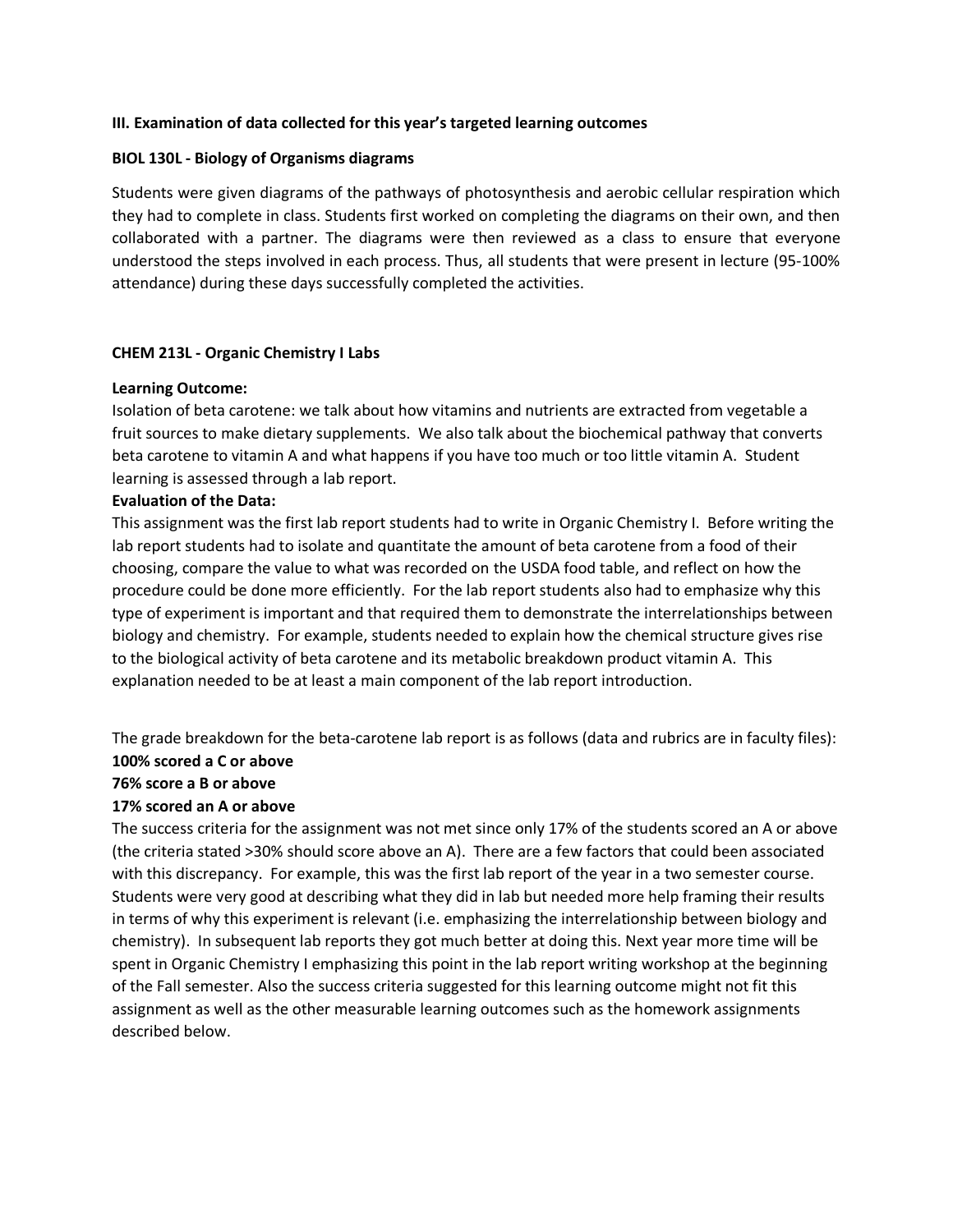**III. Examination of data collected for this year's targeted learning outcomes**

**BIOL 130L - Biology of Organisms diagrams**

Students were given diagrams of the pathways of photosynthesis and aerobic cellular respiration which they had to complete in class. Students first worked on completing the diagrams on their own, and then collaborated with a partner. The diagrams were then reviewed as a class to ensure that everyone understood the steps involved in each process. Thus, all students that were present in lecture (95-100% attendance) during these days successfully completed the activities.

**CHEM 213L - Organic Chemistry I Labs**

**Learning Outcome:**
Isolation of beta carotene: we talk about how vitamins and nutrients are extracted from vegetable a fruit sources to make dietary supplements. We also talk about the biochemical pathway that converts beta carotene to vitamin A and what happens if you have too much or too little vitamin A. Student learning is assessed through a lab report.

**Evaluation of the Data:**
This assignment was the first lab report students had to write in Organic Chemistry I. Before writing the lab report students had to isolate and quantitate the amount of beta carotene from a food of their choosing, compare the value to what was recorded on the USDA food table, and reflect on how the procedure could be done more efficiently. For the lab report students also had to emphasize why this type of experiment is important and that required them to demonstrate the interrelationships between biology and chemistry. For example, students needed to explain how the chemical structure gives rise to the biological activity of beta carotene and its metabolic breakdown product vitamin A. This explanation needed to be at least a main component of the lab report introduction.

The grade breakdown for the beta-carotene lab report is as follows (data and rubrics are in faculty files):

**100% scored a C or above**

**76% score a B or above**

**17% scored an A or above**

The success criteria for the assignment was not met since only 17% of the students scored an A or above (the criteria stated >30% should score above an A). There are a few factors that could been associated with this discrepancy. For example, this was the first lab report of the year in a two semester course. Students were very good at describing what they did in lab but needed more help framing their results in terms of why this experiment is relevant (i.e. emphasizing the interrelationship between biology and chemistry). In subsequent lab reports they got much better at doing this. Next year more time will be spent in Organic Chemistry I emphasizing this point in the lab report writing workshop at the beginning of the Fall semester. Also the success criteria suggested for this learning outcome might not fit this assignment as well as the other measurable learning outcomes such as the homework assignments described below.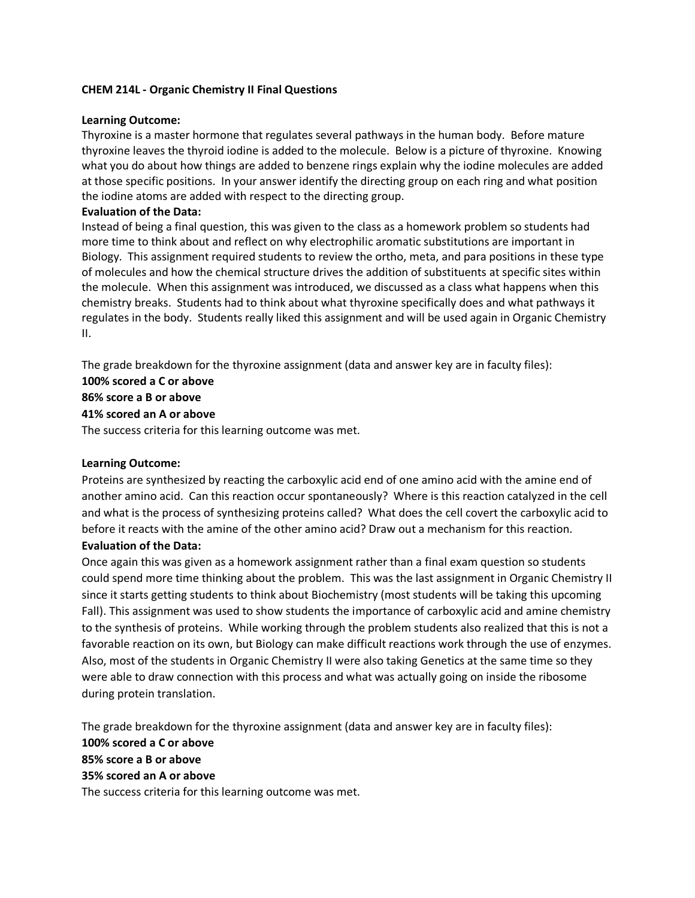**CHEM 214L - Organic Chemistry II Final Questions**

**Learning Outcome:**
Thyroxine is a master hormone that regulates several pathways in the human body. Before mature thyroxine leaves the thyroid iodine is added to the molecule. Below is a picture of thyroxine. Knowing what you do about how things are added to benzene rings explain why the iodine molecules are added at those specific positions. In your answer identify the directing group on each ring and what position the iodine atoms are added with respect to the directing group.

**Evaluation of the Data:**
Instead of being a final question, this was given to the class as a homework problem so students had more time to think about and reflect on why electrophilic aromatic substitutions are important in Biology. This assignment required students to review the ortho, meta, and para positions in these type of molecules and how the chemical structure drives the addition of substituents at specific sites within the molecule. When this assignment was introduced, we discussed as a class what happens when this chemistry breaks. Students had to think about what thyroxine specifically does and what pathways it regulates in the body. Students really liked this assignment and will be used again in Organic Chemistry II.

The grade breakdown for the thyroxine assignment (data and answer key are in faculty files):

**100% scored a C or above**

**86% score a B or above**

**41% scored an A or above**

The success criteria for this learning outcome was met.

**Learning Outcome:**
Proteins are synthesized by reacting the carboxylic acid end of one amino acid with the amine end of another amino acid. Can this reaction occur spontaneously? Where is this reaction catalyzed in the cell and what is the process of synthesizing proteins called? What does the cell covert the carboxylic acid to before it reacts with the amine of the other amino acid? Draw out a mechanism for this reaction.

**Evaluation of the Data:**
Once again this was given as a homework assignment rather than a final exam question so students could spend more time thinking about the problem. This was the last assignment in Organic Chemistry II since it starts getting students to think about Biochemistry (most students will be taking this upcoming Fall). This assignment was used to show students the importance of carboxylic acid and amine chemistry to the synthesis of proteins. While working through the problem students also realized that this is not a favorable reaction on its own, but Biology can make difficult reactions work through the use of enzymes. Also, most of the students in Organic Chemistry II were also taking Genetics at the same time so they were able to draw connection with this process and what was actually going on inside the ribosome during protein translation.

The grade breakdown for the thyroxine assignment (data and answer key are in faculty files):

**100% scored a C or above**

**85% score a B or above**

**35% scored an A or above**

The success criteria for this learning outcome was met.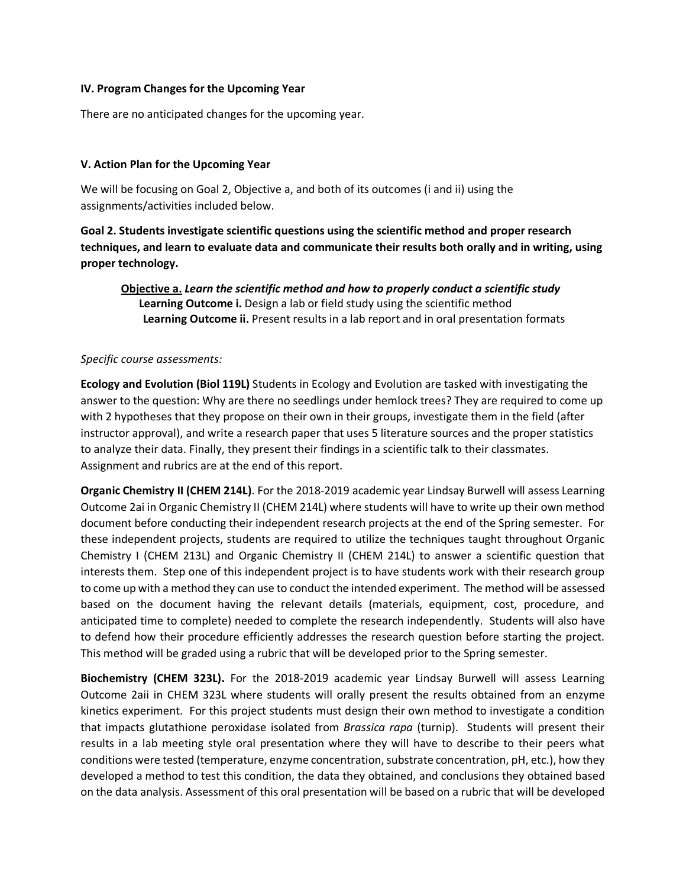### IV. Program Changes for the Upcoming Year

There are no anticipated changes for the upcoming year.

### V. Action Plan for the Upcoming Year

We will be focusing on Goal 2, Objective a, and both of its outcomes (i and ii) using the assignments/activities included below.

**Goal 2. Students investigate scientific questions using the scientific method and proper research techniques, and learn to evaluate data and communicate their results both orally and in writing, using proper technology.**

> **Objective a.** ***Learn the scientific method and how to properly conduct a scientific study***
> **Learning Outcome i.** Design a lab or field study using the scientific method
> **Learning Outcome ii.** Present results in a lab report and in oral presentation formats

*Specific course assessments:*

**Ecology and Evolution (Biol 119L)** Students in Ecology and Evolution are tasked with investigating the answer to the question: Why are there no seedlings under hemlock trees? They are required to come up with 2 hypotheses that they propose on their own in their groups, investigate them in the field (after instructor approval), and write a research paper that uses 5 literature sources and the proper statistics to analyze their data. Finally, they present their findings in a scientific talk to their classmates. Assignment and rubrics are at the end of this report.

**Organic Chemistry II (CHEM 214L)**. For the 2018-2019 academic year Lindsay Burwell will assess Learning Outcome 2ai in Organic Chemistry II (CHEM 214L) where students will have to write up their own method document before conducting their independent research projects at the end of the Spring semester. For these independent projects, students are required to utilize the techniques taught throughout Organic Chemistry I (CHEM 213L) and Organic Chemistry II (CHEM 214L) to answer a scientific question that interests them. Step one of this independent project is to have students work with their research group to come up with a method they can use to conduct the intended experiment. The method will be assessed based on the document having the relevant details (materials, equipment, cost, procedure, and anticipated time to complete) needed to complete the research independently. Students will also have to defend how their procedure efficiently addresses the research question before starting the project. This method will be graded using a rubric that will be developed prior to the Spring semester.

**Biochemistry (CHEM 323L).** For the 2018-2019 academic year Lindsay Burwell will assess Learning Outcome 2aii in CHEM 323L where students will orally present the results obtained from an enzyme kinetics experiment. For this project students must design their own method to investigate a condition that impacts glutathione peroxidase isolated from *Brassica rapa* (turnip). Students will present their results in a lab meeting style oral presentation where they will have to describe to their peers what conditions were tested (temperature, enzyme concentration, substrate concentration, pH, etc.), how they developed a method to test this condition, the data they obtained, and conclusions they obtained based on the data analysis. Assessment of this oral presentation will be based on a rubric that will be developed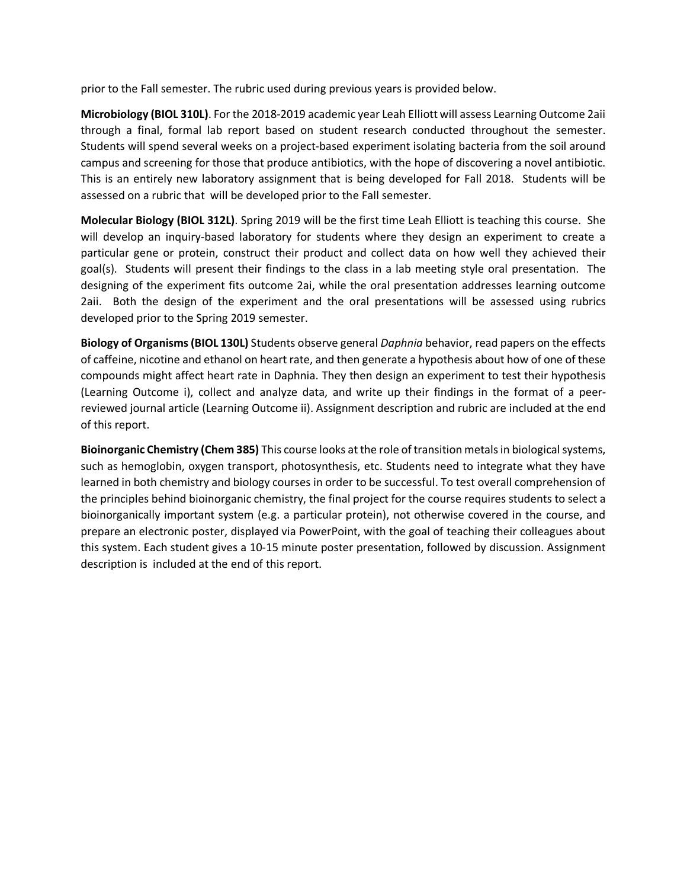prior to the Fall semester. The rubric used during previous years is provided below.

**Microbiology (BIOL 310L)**. For the 2018-2019 academic year Leah Elliott will assess Learning Outcome 2aii through a final, formal lab report based on student research conducted throughout the semester. Students will spend several weeks on a project-based experiment isolating bacteria from the soil around campus and screening for those that produce antibiotics, with the hope of discovering a novel antibiotic. This is an entirely new laboratory assignment that is being developed for Fall 2018. Students will be assessed on a rubric that will be developed prior to the Fall semester.

**Molecular Biology (BIOL 312L)**. Spring 2019 will be the first time Leah Elliott is teaching this course. She will develop an inquiry-based laboratory for students where they design an experiment to create a particular gene or protein, construct their product and collect data on how well they achieved their goal(s). Students will present their findings to the class in a lab meeting style oral presentation. The designing of the experiment fits outcome 2ai, while the oral presentation addresses learning outcome 2aii. Both the design of the experiment and the oral presentations will be assessed using rubrics developed prior to the Spring 2019 semester.

**Biology of Organisms (BIOL 130L)** Students observe general *Daphnia* behavior, read papers on the effects of caffeine, nicotine and ethanol on heart rate, and then generate a hypothesis about how of one of these compounds might affect heart rate in Daphnia. They then design an experiment to test their hypothesis (Learning Outcome i), collect and analyze data, and write up their findings in the format of a peer-reviewed journal article (Learning Outcome ii). Assignment description and rubric are included at the end of this report.

**Bioinorganic Chemistry (Chem 385)** This course looks at the role of transition metals in biological systems, such as hemoglobin, oxygen transport, photosynthesis, etc. Students need to integrate what they have learned in both chemistry and biology courses in order to be successful. To test overall comprehension of the principles behind bioinorganic chemistry, the final project for the course requires students to select a bioinorganically important system (e.g. a particular protein), not otherwise covered in the course, and prepare an electronic poster, displayed via PowerPoint, with the goal of teaching their colleagues about this system. Each student gives a 10-15 minute poster presentation, followed by discussion. Assignment description is included at the end of this report.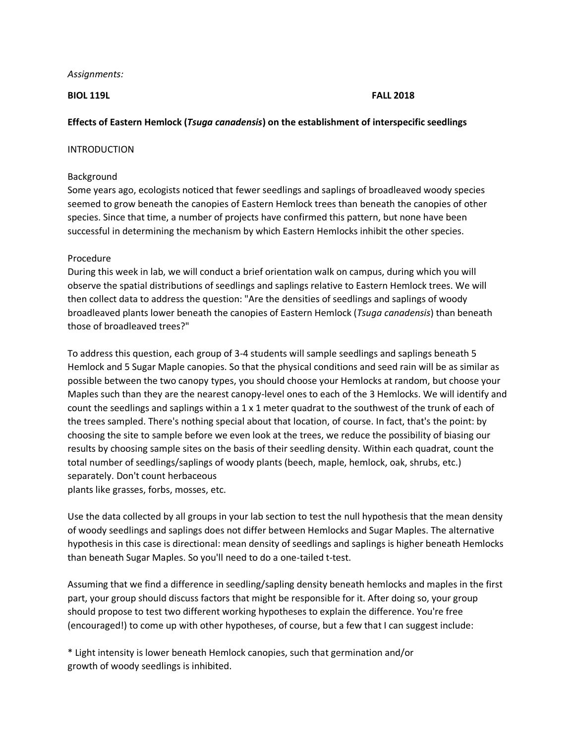*Assignments:*

**BIOL 119L** **FALL 2018**

**Effects of Eastern Hemlock (*Tsuga canadensis*) on the establishment of interspecific seedlings**

INTRODUCTION

Background

Some years ago, ecologists noticed that fewer seedlings and saplings of broadleaved woody species seemed to grow beneath the canopies of Eastern Hemlock trees than beneath the canopies of other species. Since that time, a number of projects have confirmed this pattern, but none have been successful in determining the mechanism by which Eastern Hemlocks inhibit the other species.

Procedure

During this week in lab, we will conduct a brief orientation walk on campus, during which you will observe the spatial distributions of seedlings and saplings relative to Eastern Hemlock trees. We will then collect data to address the question: "Are the densities of seedlings and saplings of woody broadleaved plants lower beneath the canopies of Eastern Hemlock (*Tsuga canadensis*) than beneath those of broadleaved trees?"

To address this question, each group of 3-4 students will sample seedlings and saplings beneath 5 Hemlock and 5 Sugar Maple canopies. So that the physical conditions and seed rain will be as similar as possible between the two canopy types, you should choose your Hemlocks at random, but choose your Maples such than they are the nearest canopy-level ones to each of the 3 Hemlocks. We will identify and count the seedlings and saplings within a 1 x 1 meter quadrat to the southwest of the trunk of each of the trees sampled. There's nothing special about that location, of course. In fact, that's the point: by choosing the site to sample before we even look at the trees, we reduce the possibility of biasing our results by choosing sample sites on the basis of their seedling density. Within each quadrat, count the total number of seedlings/saplings of woody plants (beech, maple, hemlock, oak, shrubs, etc.) separately. Don't count herbaceous
plants like grasses, forbs, mosses, etc.

Use the data collected by all groups in your lab section to test the null hypothesis that the mean density of woody seedlings and saplings does not differ between Hemlocks and Sugar Maples. The alternative hypothesis in this case is directional: mean density of seedlings and saplings is higher beneath Hemlocks than beneath Sugar Maples. So you'll need to do a one-tailed t-test.

Assuming that we find a difference in seedling/sapling density beneath hemlocks and maples in the first part, your group should discuss factors that might be responsible for it. After doing so, your group should propose to test two different working hypotheses to explain the difference. You're free (encouraged!) to come up with other hypotheses, of course, but a few that I can suggest include:

* Light intensity is lower beneath Hemlock canopies, such that germination and/or
growth of woody seedlings is inhibited.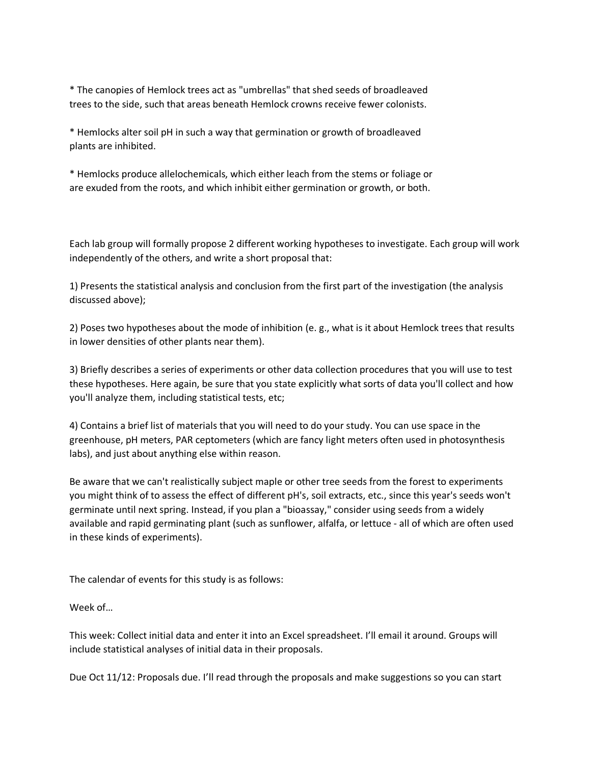* The canopies of Hemlock trees act as "umbrellas" that shed seeds of broadleaved trees to the side, such that areas beneath Hemlock crowns receive fewer colonists.

* Hemlocks alter soil pH in such a way that germination or growth of broadleaved plants are inhibited.

* Hemlocks produce allelochemicals, which either leach from the stems or foliage or are exuded from the roots, and which inhibit either germination or growth, or both.

Each lab group will formally propose 2 different working hypotheses to investigate. Each group will work independently of the others, and write a short proposal that:

1) Presents the statistical analysis and conclusion from the first part of the investigation (the analysis discussed above);

2) Poses two hypotheses about the mode of inhibition (e. g., what is it about Hemlock trees that results in lower densities of other plants near them).

3) Briefly describes a series of experiments or other data collection procedures that you will use to test these hypotheses. Here again, be sure that you state explicitly what sorts of data you'll collect and how you'll analyze them, including statistical tests, etc;

4) Contains a brief list of materials that you will need to do your study. You can use space in the greenhouse, pH meters, PAR ceptometers (which are fancy light meters often used in photosynthesis labs), and just about anything else within reason.

Be aware that we can't realistically subject maple or other tree seeds from the forest to experiments you might think of to assess the effect of different pH's, soil extracts, etc., since this year's seeds won't germinate until next spring. Instead, if you plan a "bioassay," consider using seeds from a widely available and rapid germinating plant (such as sunflower, alfalfa, or lettuce - all of which are often used in these kinds of experiments).

The calendar of events for this study is as follows:

Week of…

This week: Collect initial data and enter it into an Excel spreadsheet. I'll email it around. Groups will include statistical analyses of initial data in their proposals.

Due Oct 11/12: Proposals due. I'll read through the proposals and make suggestions so you can start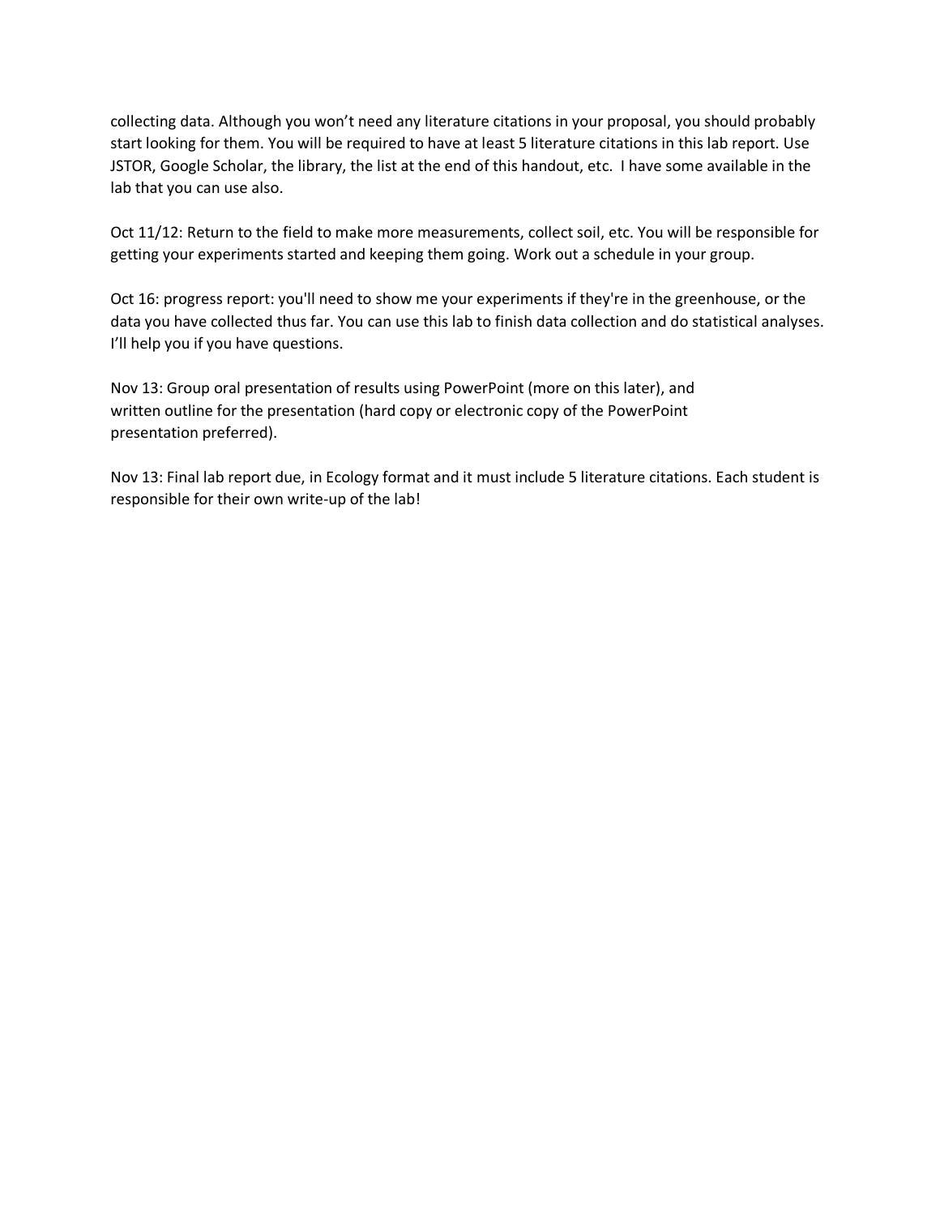collecting data. Although you won't need any literature citations in your proposal, you should probably start looking for them. You will be required to have at least 5 literature citations in this lab report. Use JSTOR, Google Scholar, the library, the list at the end of this handout, etc. I have some available in the lab that you can use also.

Oct 11/12: Return to the field to make more measurements, collect soil, etc. You will be responsible for getting your experiments started and keeping them going. Work out a schedule in your group.

Oct 16: progress report: you'll need to show me your experiments if they're in the greenhouse, or the data you have collected thus far. You can use this lab to finish data collection and do statistical analyses. I'll help you if you have questions.

Nov 13: Group oral presentation of results using PowerPoint (more on this later), and written outline for the presentation (hard copy or electronic copy of the PowerPoint presentation preferred).

Nov 13: Final lab report due, in Ecology format and it must include 5 literature citations. Each student is responsible for their own write-up of the lab!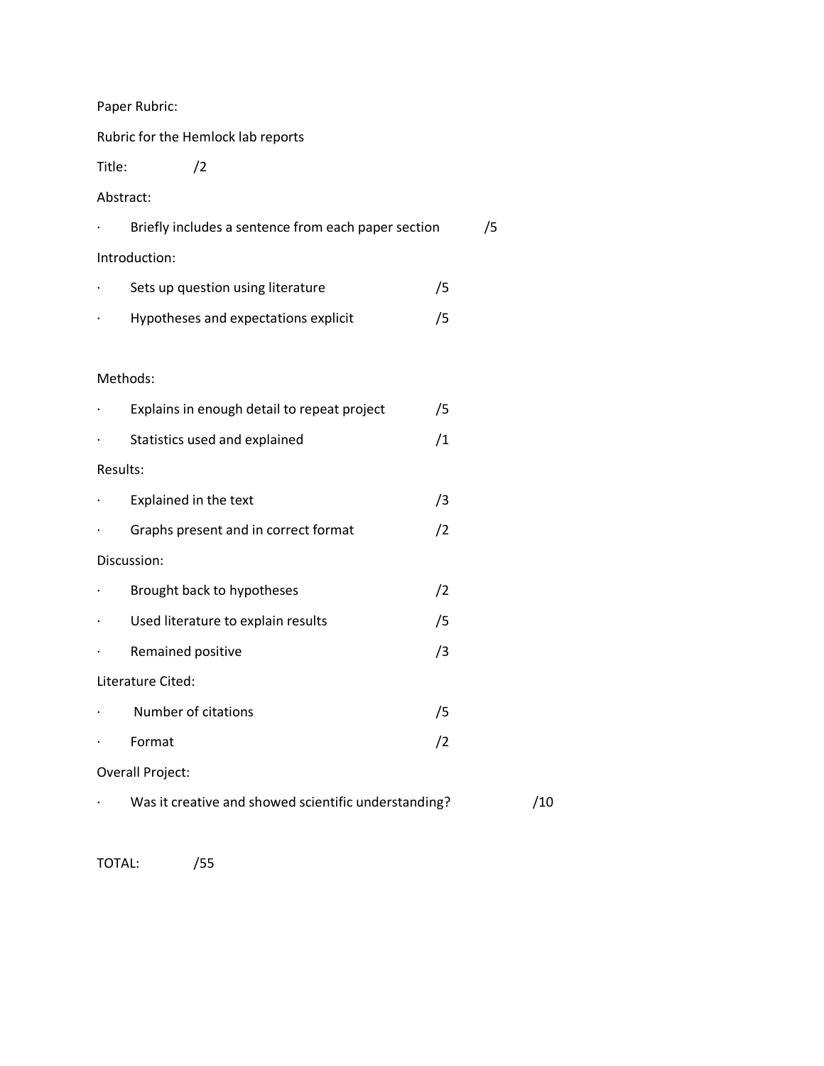Paper Rubric:

Rubric for the Hemlock lab reports

Title: /2

Abstract:

- Briefly includes a sentence from each paper section /5

Introduction:

- Sets up question using literature /5
- Hypotheses and expectations explicit /5

Methods:

- Explains in enough detail to repeat project /5
- Statistics used and explained /1

Results:

- Explained in the text /3
- Graphs present and in correct format /2

Discussion:

- Brought back to hypotheses /2
- Used literature to explain results /5
- Remained positive /3

Literature Cited:

- Number of citations /5
- Format /2

Overall Project:

- Was it creative and showed scientific understanding? /10

TOTAL: /55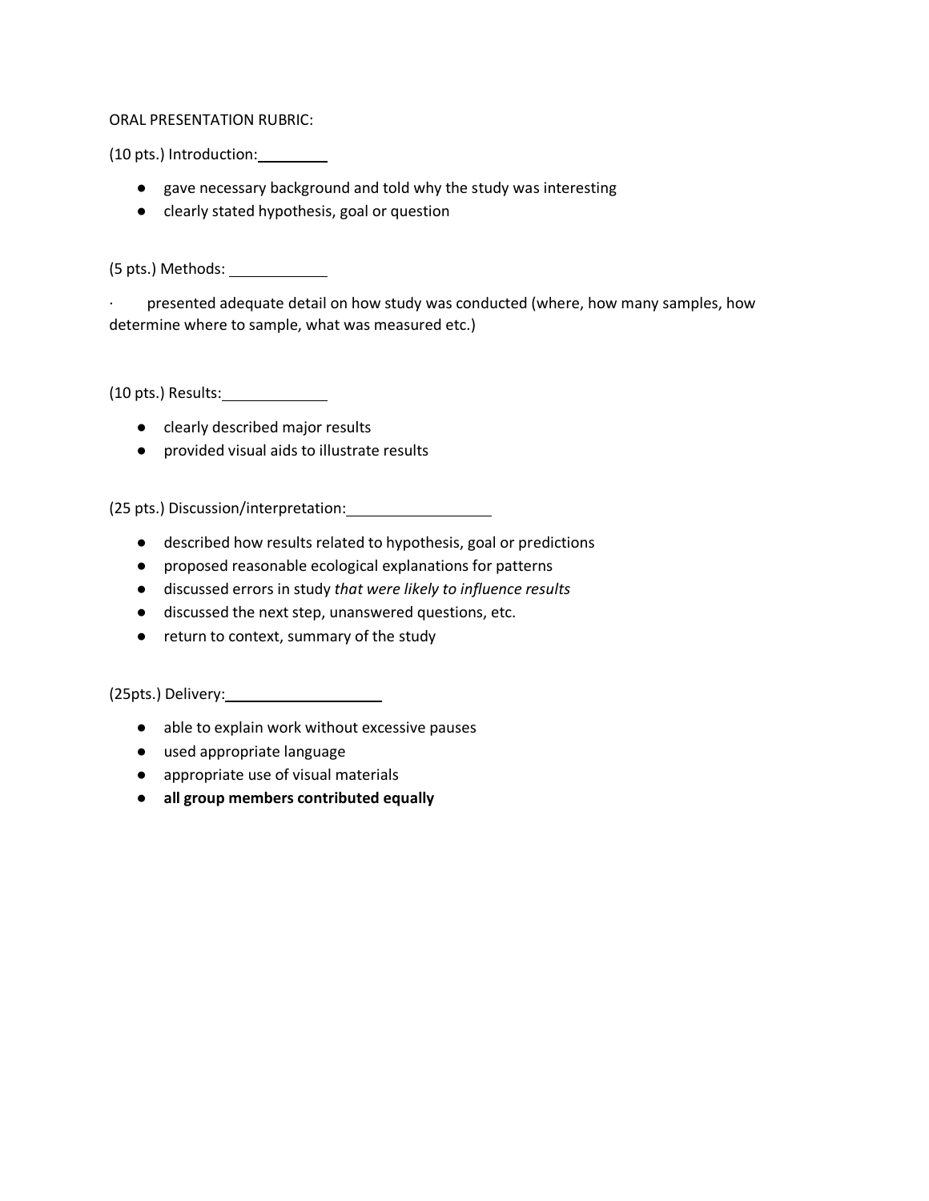ORAL PRESENTATION RUBRIC:

(10 pts.) Introduction: ________

- gave necessary background and told why the study was interesting
- clearly stated hypothesis, goal or question

(5 pts.) Methods: ____________

· presented adequate detail on how study was conducted (where, how many samples, how determine where to sample, what was measured etc.)

(10 pts.) Results: ____________

- clearly described major results
- provided visual aids to illustrate results

(25 pts.) Discussion/interpretation: _________________

- described how results related to hypothesis, goal or predictions
- proposed reasonable ecological explanations for patterns
- discussed errors in study *that were likely to influence results*
- discussed the next step, unanswered questions, etc.
- return to context, summary of the study

(25pts.) Delivery: ___________________

- able to explain work without excessive pauses
- used appropriate language
- appropriate use of visual materials
- **all group members contributed equally**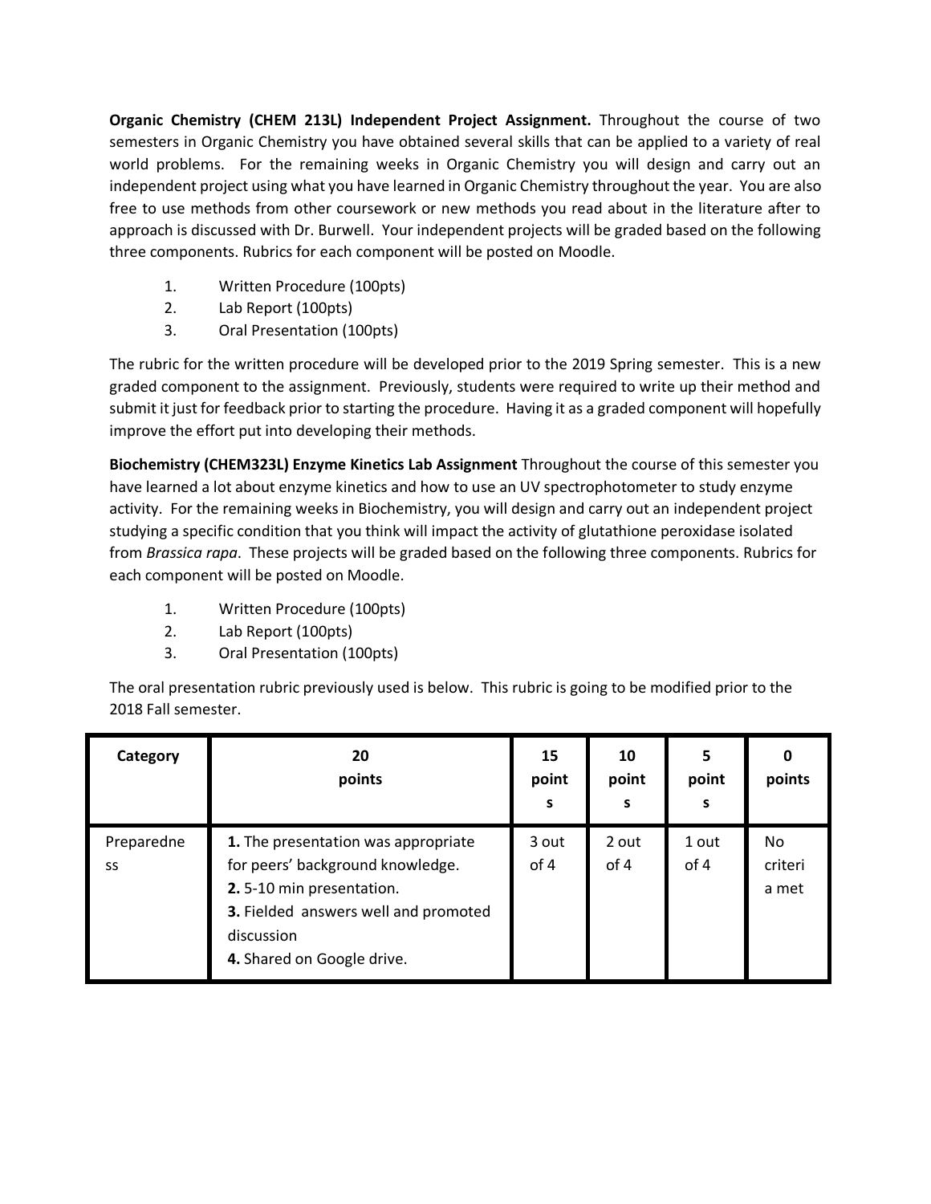**Organic Chemistry (CHEM 213L) Independent Project Assignment.** Throughout the course of two semesters in Organic Chemistry you have obtained several skills that can be applied to a variety of real world problems. For the remaining weeks in Organic Chemistry you will design and carry out an independent project using what you have learned in Organic Chemistry throughout the year. You are also free to use methods from other coursework or new methods you read about in the literature after to approach is discussed with Dr. Burwell. Your independent projects will be graded based on the following three components. Rubrics for each component will be posted on Moodle.

1. Written Procedure (100pts)
2. Lab Report (100pts)
3. Oral Presentation (100pts)

The rubric for the written procedure will be developed prior to the 2019 Spring semester. This is a new graded component to the assignment. Previously, students were required to write up their method and submit it just for feedback prior to starting the procedure. Having it as a graded component will hopefully improve the effort put into developing their methods.

**Biochemistry (CHEM323L) Enzyme Kinetics Lab Assignment** Throughout the course of this semester you have learned a lot about enzyme kinetics and how to use an UV spectrophotometer to study enzyme activity. For the remaining weeks in Biochemistry, you will design and carry out an independent project studying a specific condition that you think will impact the activity of glutathione peroxidase isolated from *Brassica rapa*. These projects will be graded based on the following three components. Rubrics for each component will be posted on Moodle.

1. Written Procedure (100pts)
2. Lab Report (100pts)
3. Oral Presentation (100pts)

The oral presentation rubric previously used is below. This rubric is going to be modified prior to the 2018 Fall semester.

| Category | 20 points | 15 points | 10 points | 5 points | 0 points |
|---|---|---|---|---|---|
| Preparedness | **1.** The presentation was appropriate for peers' background knowledge. **2.** 5-10 min presentation. **3.** Fielded answers well and promoted discussion **4.** Shared on Google drive. | 3 out of 4 | 2 out of 4 | 1 out of 4 | No criteria met |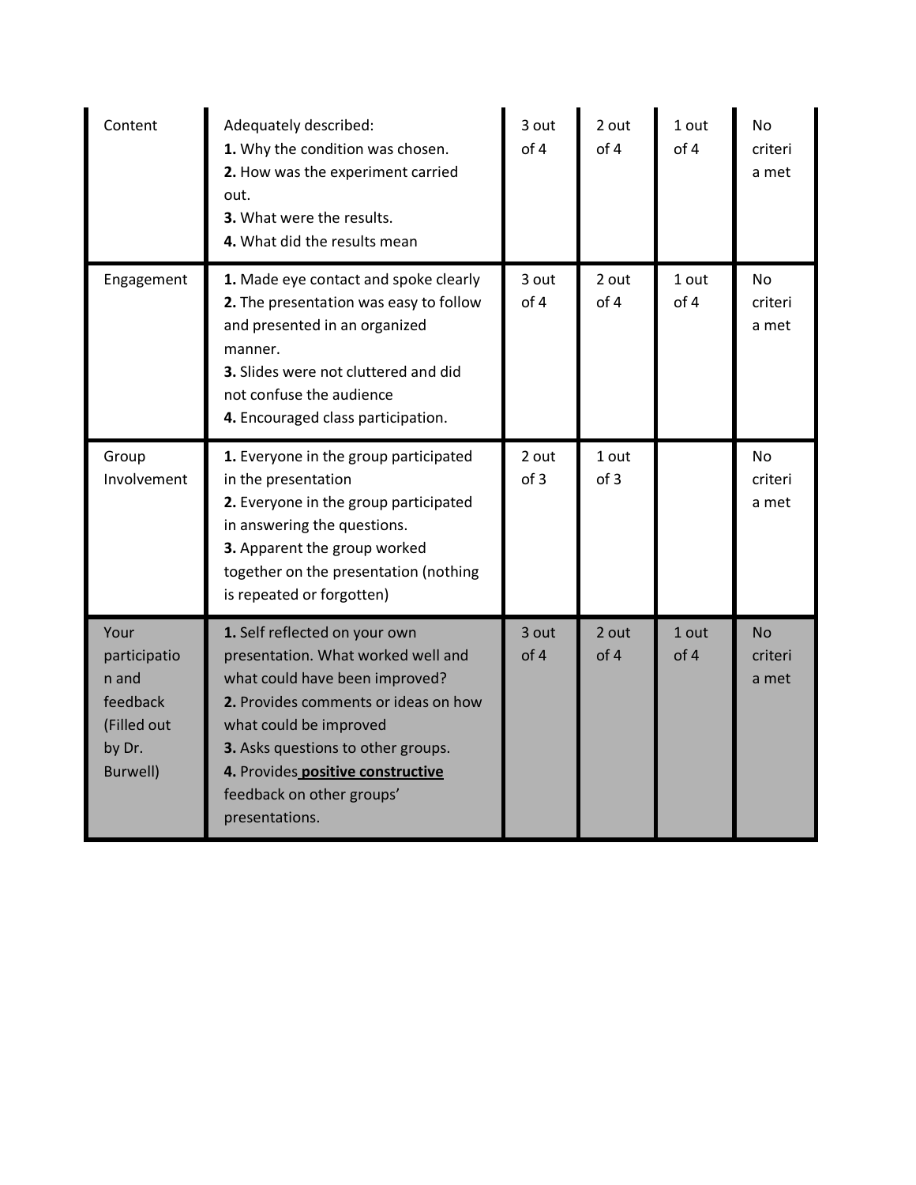| Content | Adequately described:<br>**1.** Why the condition was chosen.<br>**2.** How was the experiment carried out.<br>**3.** What were the results.<br>**4.** What did the results mean | 3 out of 4 | 2 out of 4 | 1 out of 4 | No criteria met |
|---|---|---|---|---|---|
| Engagement | **1.** Made eye contact and spoke clearly<br>**2.** The presentation was easy to follow and presented in an organized manner.<br>**3.** Slides were not cluttered and did not confuse the audience<br>**4.** Encouraged class participation. | 3 out of 4 | 2 out of 4 | 1 out of 4 | No criteria met |
| Group Involvement | **1.** Everyone in the group participated in the presentation<br>**2.** Everyone in the group participated in answering the questions.<br>**3.** Apparent the group worked together on the presentation (nothing is repeated or forgotten) | 2 out of 3 | 1 out of 3 | | No criteria met |
| Your participation and feedback (Filled out by Dr. Burwell) | **1.** Self reflected on your own presentation. What worked well and what could have been improved?<br>**2.** Provides comments or ideas on how what could be improved<br>**3.** Asks questions to other groups.<br>**4.** Provides **positive constructive** feedback on other groups' presentations. | 3 out of 4 | 2 out of 4 | 1 out of 4 | No criteria met |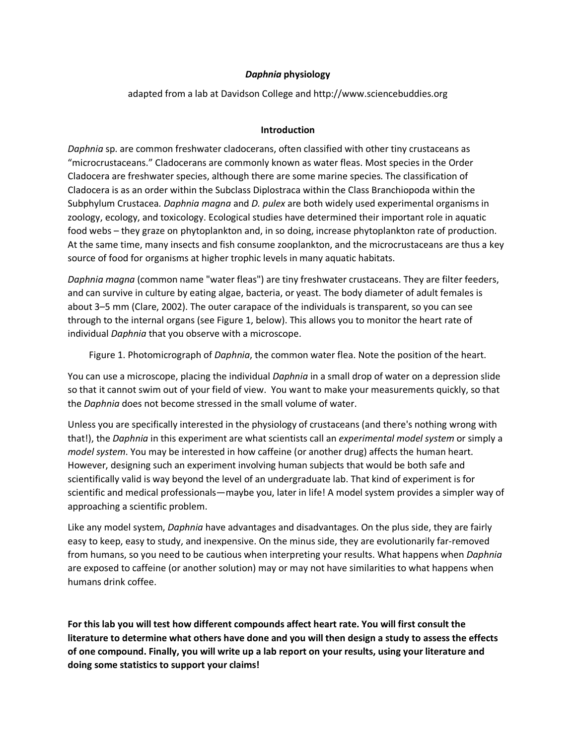# *Daphnia* physiology

adapted from a lab at Davidson College and http://www.sciencebuddies.org

## Introduction

*Daphnia* sp. are common freshwater cladocerans, often classified with other tiny crustaceans as "microcrustaceans." Cladocerans are commonly known as water fleas. Most species in the Order Cladocera are freshwater species, although there are some marine species. The classification of Cladocera is as an order within the Subclass Diplostraca within the Class Branchiopoda within the Subphylum Crustacea. *Daphnia magna* and *D. pulex* are both widely used experimental organisms in zoology, ecology, and toxicology. Ecological studies have determined their important role in aquatic food webs – they graze on phytoplankton and, in so doing, increase phytoplankton rate of production. At the same time, many insects and fish consume zooplankton, and the microcrustaceans are thus a key source of food for organisms at higher trophic levels in many aquatic habitats.

*Daphnia magna* (common name "water fleas") are tiny freshwater crustaceans. They are filter feeders, and can survive in culture by eating algae, bacteria, or yeast. The body diameter of adult females is about 3–5 mm (Clare, 2002). The outer carapace of the individuals is transparent, so you can see through to the internal organs (see Figure 1, below). This allows you to monitor the heart rate of individual *Daphnia* that you observe with a microscope.

Figure 1. Photomicrograph of *Daphnia*, the common water flea. Note the position of the heart.

You can use a microscope, placing the individual *Daphnia* in a small drop of water on a depression slide so that it cannot swim out of your field of view. You want to make your measurements quickly, so that the *Daphnia* does not become stressed in the small volume of water.

Unless you are specifically interested in the physiology of crustaceans (and there's nothing wrong with that!), the *Daphnia* in this experiment are what scientists call an *experimental model system* or simply a *model system*. You may be interested in how caffeine (or another drug) affects the human heart. However, designing such an experiment involving human subjects that would be both safe and scientifically valid is way beyond the level of an undergraduate lab. That kind of experiment is for scientific and medical professionals—maybe you, later in life! A model system provides a simpler way of approaching a scientific problem.

Like any model system, *Daphnia* have advantages and disadvantages. On the plus side, they are fairly easy to keep, easy to study, and inexpensive. On the minus side, they are evolutionarily far-removed from humans, so you need to be cautious when interpreting your results. What happens when *Daphnia* are exposed to caffeine (or another solution) may or may not have similarities to what happens when humans drink coffee.

**For this lab you will test how different compounds affect heart rate. You will first consult the literature to determine what others have done and you will then design a study to assess the effects of one compound. Finally, you will write up a lab report on your results, using your literature and doing some statistics to support your claims!**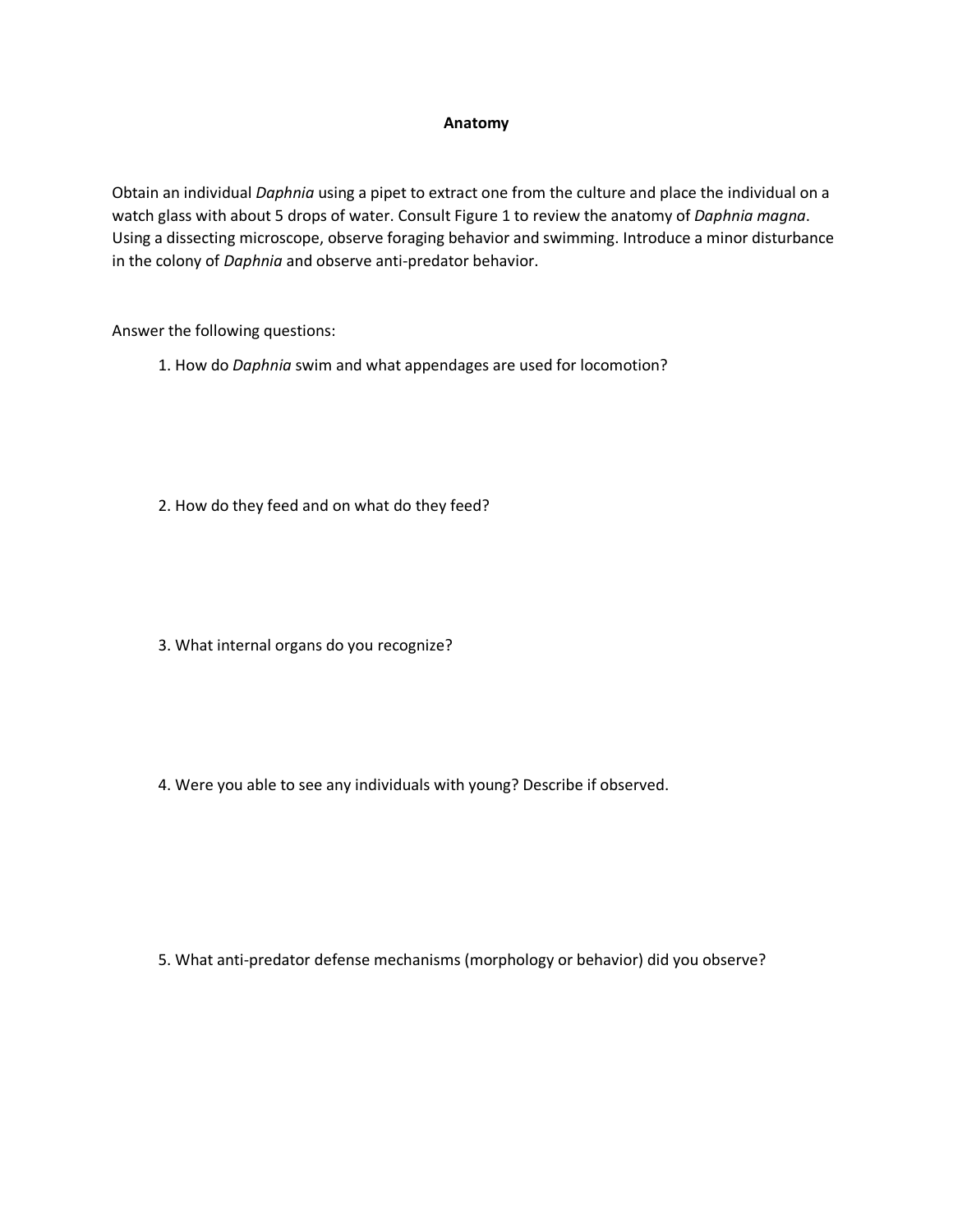## Anatomy

Obtain an individual *Daphnia* using a pipet to extract one from the culture and place the individual on a watch glass with about 5 drops of water. Consult Figure 1 to review the anatomy of *Daphnia magna*. Using a dissecting microscope, observe foraging behavior and swimming. Introduce a minor disturbance in the colony of *Daphnia* and observe anti-predator behavior.

Answer the following questions:

1. How do *Daphnia* swim and what appendages are used for locomotion?

2. How do they feed and on what do they feed?

3. What internal organs do you recognize?

4. Were you able to see any individuals with young? Describe if observed.

5. What anti-predator defense mechanisms (morphology or behavior) did you observe?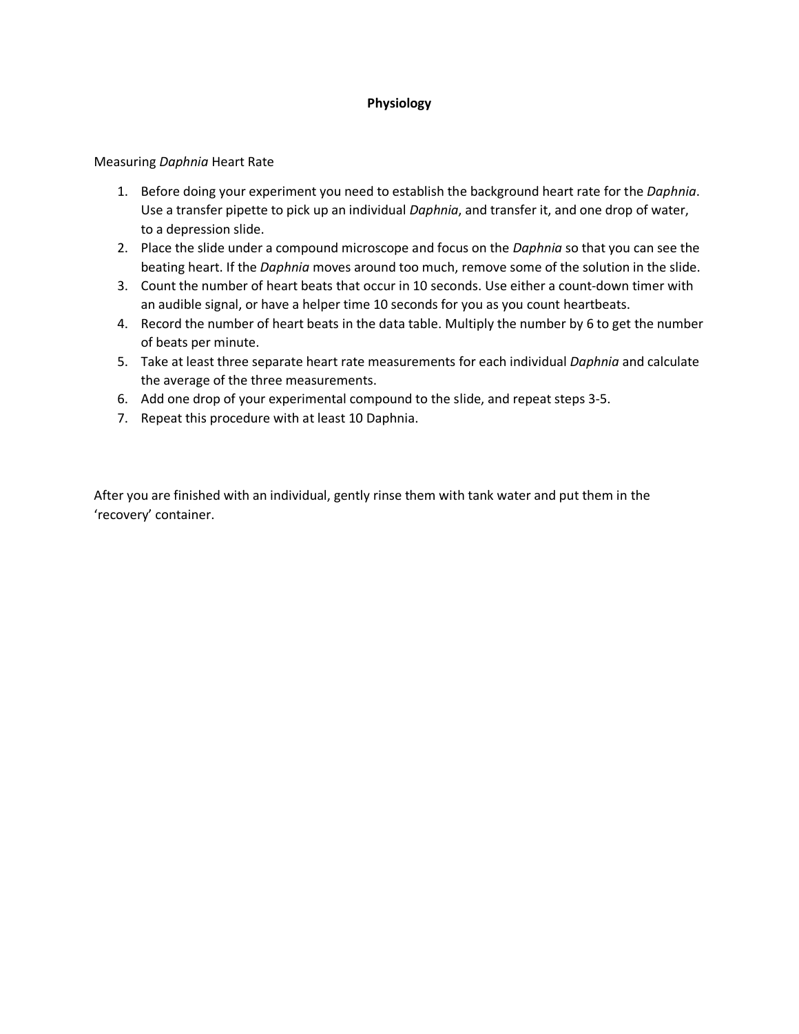**Physiology**

Measuring *Daphnia* Heart Rate

1. Before doing your experiment you need to establish the background heart rate for the *Daphnia*. Use a transfer pipette to pick up an individual *Daphnia*, and transfer it, and one drop of water, to a depression slide.
2. Place the slide under a compound microscope and focus on the *Daphnia* so that you can see the beating heart. If the *Daphnia* moves around too much, remove some of the solution in the slide.
3. Count the number of heart beats that occur in 10 seconds. Use either a count-down timer with an audible signal, or have a helper time 10 seconds for you as you count heartbeats.
4. Record the number of heart beats in the data table. Multiply the number by 6 to get the number of beats per minute.
5. Take at least three separate heart rate measurements for each individual *Daphnia* and calculate the average of the three measurements.
6. Add one drop of your experimental compound to the slide, and repeat steps 3-5.
7. Repeat this procedure with at least 10 Daphnia.

After you are finished with an individual, gently rinse them with tank water and put them in the 'recovery' container.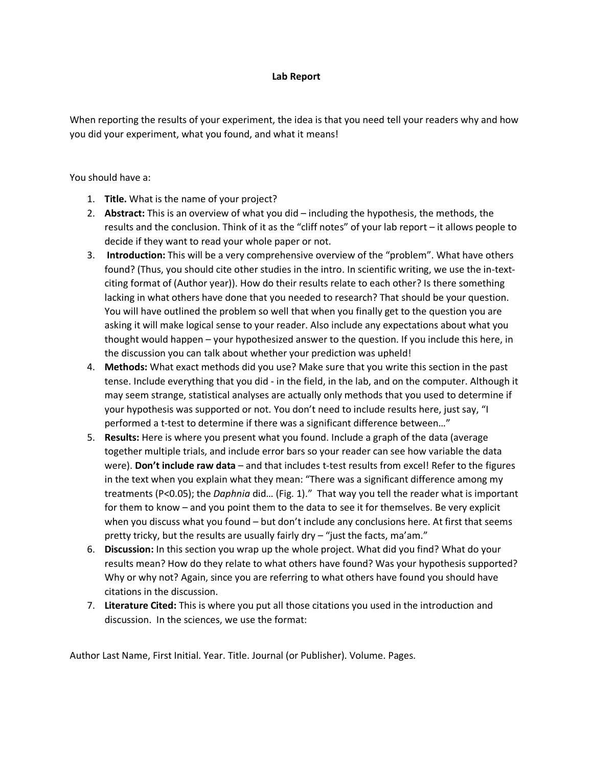# Lab Report

When reporting the results of your experiment, the idea is that you need tell your readers why and how you did your experiment, what you found, and what it means!

You should have a:

1. **Title.** What is the name of your project?
2. **Abstract:** This is an overview of what you did – including the hypothesis, the methods, the results and the conclusion. Think of it as the "cliff notes" of your lab report – it allows people to decide if they want to read your whole paper or not.
3. **Introduction:** This will be a very comprehensive overview of the "problem". What have others found? (Thus, you should cite other studies in the intro. In scientific writing, we use the in-text-citing format of (Author year)). How do their results relate to each other? Is there something lacking in what others have done that you needed to research? That should be your question. You will have outlined the problem so well that when you finally get to the question you are asking it will make logical sense to your reader. Also include any expectations about what you thought would happen – your hypothesized answer to the question. If you include this here, in the discussion you can talk about whether your prediction was upheld!
4. **Methods:** What exact methods did you use? Make sure that you write this section in the past tense. Include everything that you did - in the field, in the lab, and on the computer. Although it may seem strange, statistical analyses are actually only methods that you used to determine if your hypothesis was supported or not. You don't need to include results here, just say, "I performed a t-test to determine if there was a significant difference between…"
5. **Results:** Here is where you present what you found. Include a graph of the data (average together multiple trials, and include error bars so your reader can see how variable the data were). **Don't include raw data** – and that includes t-test results from excel! Refer to the figures in the text when you explain what they mean: "There was a significant difference among my treatments ($P<0.05$); the *Daphnia* did… (Fig. 1)." That way you tell the reader what is important for them to know – and you point them to the data to see it for themselves. Be very explicit when you discuss what you found – but don't include any conclusions here. At first that seems pretty tricky, but the results are usually fairly dry – "just the facts, ma'am."
6. **Discussion:** In this section you wrap up the whole project. What did you find? What do your results mean? How do they relate to what others have found? Was your hypothesis supported? Why or why not? Again, since you are referring to what others have found you should have citations in the discussion.
7. **Literature Cited:** This is where you put all those citations you used in the introduction and discussion. In the sciences, we use the format:

Author Last Name, First Initial. Year. Title. Journal (or Publisher). Volume. Pages.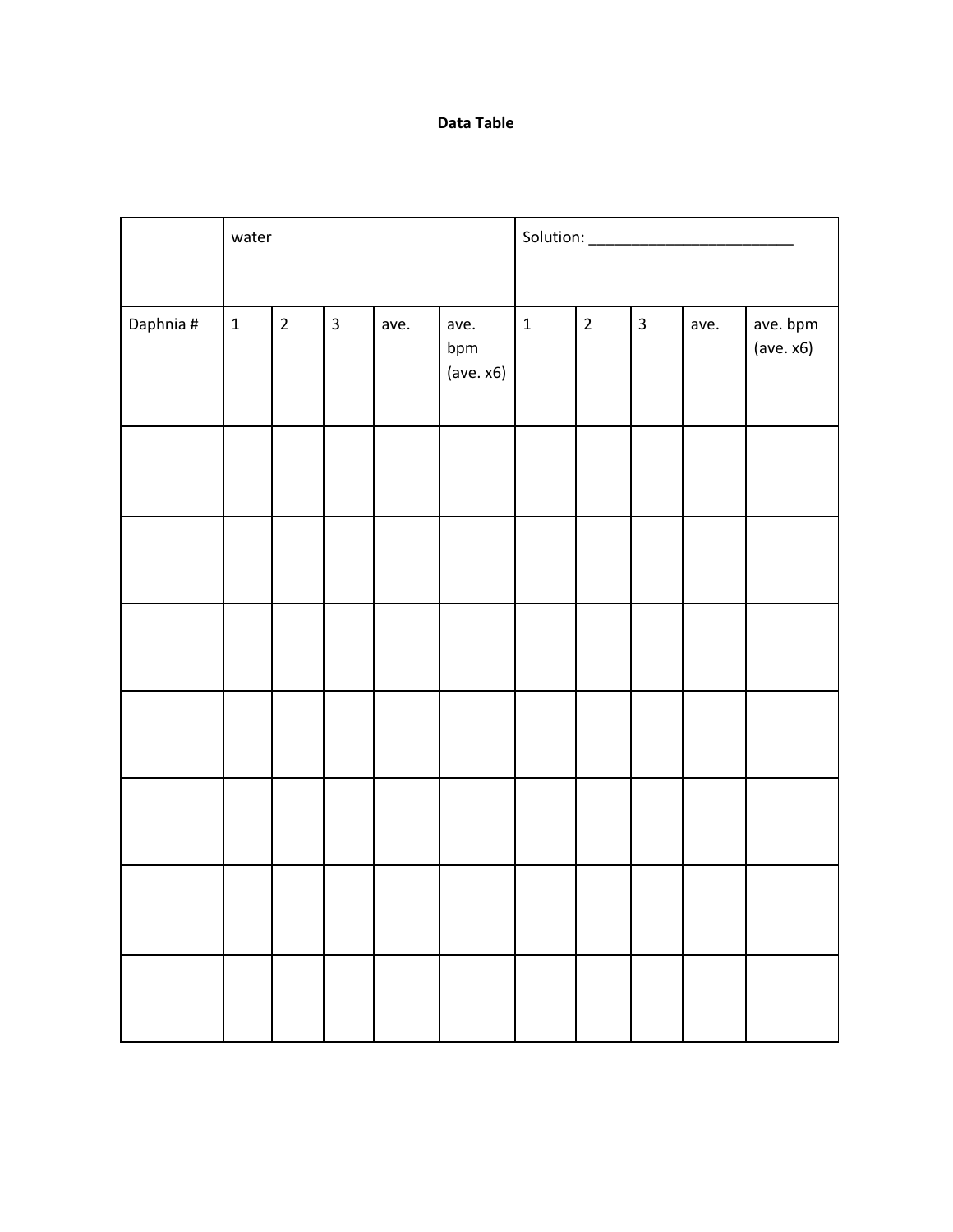**Data Table**

| | water | | | | | Solution: ________________________ | | | | |
|---|---|---|---|---|---|---|---|---|---|---|
| Daphnia # | 1 | 2 | 3 | ave. | ave. bpm (ave. x6) | 1 | 2 | 3 | ave. | ave. bpm (ave. x6) |
| | | | | | | | | | | |
| | | | | | | | | | | |
| | | | | | | | | | | |
| | | | | | | | | | | |
| | | | | | | | | | | |
| | | | | | | | | | | |
| | | | | | | | | | | |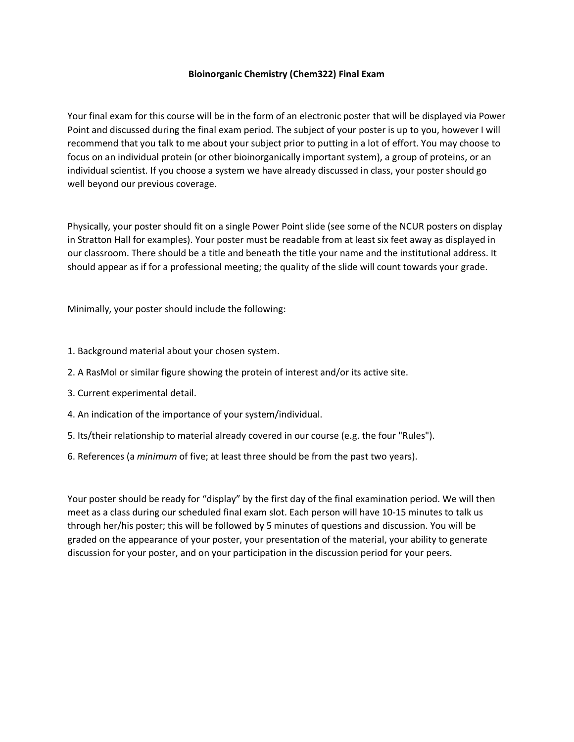# Bioinorganic Chemistry (Chem322) Final Exam

Your final exam for this course will be in the form of an electronic poster that will be displayed via Power Point and discussed during the final exam period. The subject of your poster is up to you, however I will recommend that you talk to me about your subject prior to putting in a lot of effort. You may choose to focus on an individual protein (or other bioinorganically important system), a group of proteins, or an individual scientist. If you choose a system we have already discussed in class, your poster should go well beyond our previous coverage.

Physically, your poster should fit on a single Power Point slide (see some of the NCUR posters on display in Stratton Hall for examples). Your poster must be readable from at least six feet away as displayed in our classroom. There should be a title and beneath the title your name and the institutional address. It should appear as if for a professional meeting; the quality of the slide will count towards your grade.

Minimally, your poster should include the following:

1. Background material about your chosen system.
2. A RasMol or similar figure showing the protein of interest and/or its active site.
3. Current experimental detail.
4. An indication of the importance of your system/individual.
5. Its/their relationship to material already covered in our course (e.g. the four "Rules").
6. References (a *minimum* of five; at least three should be from the past two years).

Your poster should be ready for "display" by the first day of the final examination period. We will then meet as a class during our scheduled final exam slot. Each person will have 10-15 minutes to talk us through her/his poster; this will be followed by 5 minutes of questions and discussion. You will be graded on the appearance of your poster, your presentation of the material, your ability to generate discussion for your poster, and on your participation in the discussion period for your peers.